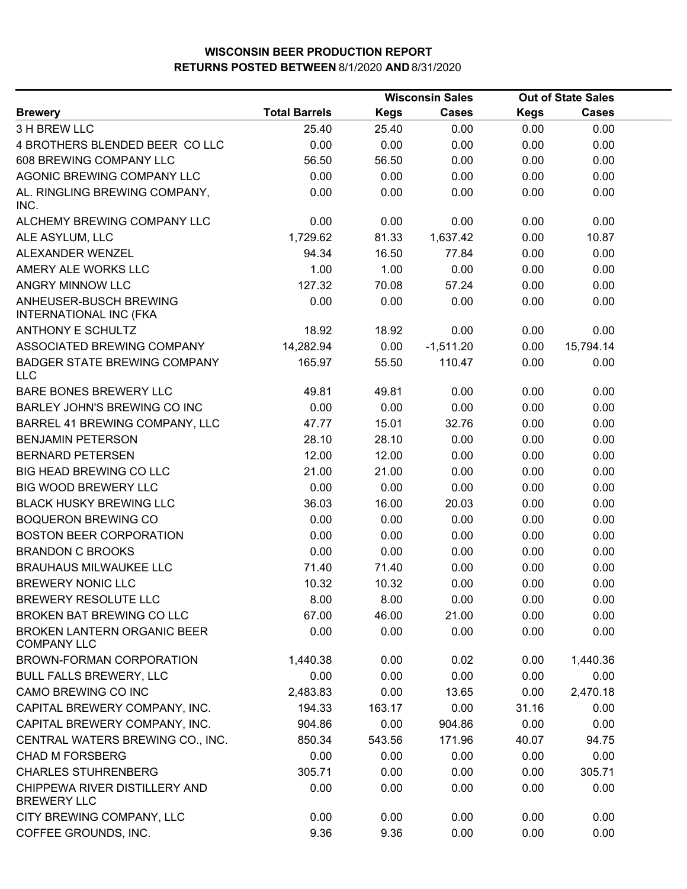# WISCONSIN BEER PRODUCTION REPORT

## RETURNS POSTED BETWEEN 8/1/2020 AND 8/31/2020

| Brewery | Total Barrels | Wisconsin Sales | | Out of State Sales | |
|---|---|---|---|---|---|
| | | Kegs | Cases | Kegs | Cases |
| 3 H BREW LLC | 25.40 | 25.40 | 0.00 | 0.00 | 0.00 |
| 4 BROTHERS BLENDED BEER CO LLC | 0.00 | 0.00 | 0.00 | 0.00 | 0.00 |
| 608 BREWING COMPANY LLC | 56.50 | 56.50 | 0.00 | 0.00 | 0.00 |
| AGONIC BREWING COMPANY LLC | 0.00 | 0.00 | 0.00 | 0.00 | 0.00 |
| AL. RINGLING BREWING COMPANY, INC. | 0.00 | 0.00 | 0.00 | 0.00 | 0.00 |
| ALCHEMY BREWING COMPANY LLC | 0.00 | 0.00 | 0.00 | 0.00 | 0.00 |
| ALE ASYLUM, LLC | 1,729.62 | 81.33 | 1,637.42 | 0.00 | 10.87 |
| ALEXANDER WENZEL | 94.34 | 16.50 | 77.84 | 0.00 | 0.00 |
| AMERY ALE WORKS LLC | 1.00 | 1.00 | 0.00 | 0.00 | 0.00 |
| ANGRY MINNOW LLC | 127.32 | 70.08 | 57.24 | 0.00 | 0.00 |
| ANHEUSER-BUSCH BREWING INTERNATIONAL INC (FKA | 0.00 | 0.00 | 0.00 | 0.00 | 0.00 |
| ANTHONY E SCHULTZ | 18.92 | 18.92 | 0.00 | 0.00 | 0.00 |
| ASSOCIATED BREWING COMPANY | 14,282.94 | 0.00 | -1,511.20 | 0.00 | 15,794.14 |
| BADGER STATE BREWING COMPANY LLC | 165.97 | 55.50 | 110.47 | 0.00 | 0.00 |
| BARE BONES BREWERY LLC | 49.81 | 49.81 | 0.00 | 0.00 | 0.00 |
| BARLEY JOHN'S BREWING CO INC | 0.00 | 0.00 | 0.00 | 0.00 | 0.00 |
| BARREL 41 BREWING COMPANY, LLC | 47.77 | 15.01 | 32.76 | 0.00 | 0.00 |
| BENJAMIN PETERSON | 28.10 | 28.10 | 0.00 | 0.00 | 0.00 |
| BERNARD PETERSEN | 12.00 | 12.00 | 0.00 | 0.00 | 0.00 |
| BIG HEAD BREWING CO LLC | 21.00 | 21.00 | 0.00 | 0.00 | 0.00 |
| BIG WOOD BREWERY LLC | 0.00 | 0.00 | 0.00 | 0.00 | 0.00 |
| BLACK HUSKY BREWING LLC | 36.03 | 16.00 | 20.03 | 0.00 | 0.00 |
| BOQUERON BREWING CO | 0.00 | 0.00 | 0.00 | 0.00 | 0.00 |
| BOSTON BEER CORPORATION | 0.00 | 0.00 | 0.00 | 0.00 | 0.00 |
| BRANDON C BROOKS | 0.00 | 0.00 | 0.00 | 0.00 | 0.00 |
| BRAUHAUS MILWAUKEE LLC | 71.40 | 71.40 | 0.00 | 0.00 | 0.00 |
| BREWERY NONIC LLC | 10.32 | 10.32 | 0.00 | 0.00 | 0.00 |
| BREWERY RESOLUTE LLC | 8.00 | 8.00 | 0.00 | 0.00 | 0.00 |
| BROKEN BAT BREWING CO LLC | 67.00 | 46.00 | 21.00 | 0.00 | 0.00 |
| BROKEN LANTERN ORGANIC BEER COMPANY LLC | 0.00 | 0.00 | 0.00 | 0.00 | 0.00 |
| BROWN-FORMAN CORPORATION | 1,440.38 | 0.00 | 0.02 | 0.00 | 1,440.36 |
| BULL FALLS BREWERY, LLC | 0.00 | 0.00 | 0.00 | 0.00 | 0.00 |
| CAMO BREWING CO INC | 2,483.83 | 0.00 | 13.65 | 0.00 | 2,470.18 |
| CAPITAL BREWERY COMPANY, INC. | 194.33 | 163.17 | 0.00 | 31.16 | 0.00 |
| CAPITAL BREWERY COMPANY, INC. | 904.86 | 0.00 | 904.86 | 0.00 | 0.00 |
| CENTRAL WATERS BREWING CO., INC. | 850.34 | 543.56 | 171.96 | 40.07 | 94.75 |
| CHAD M FORSBERG | 0.00 | 0.00 | 0.00 | 0.00 | 0.00 |
| CHARLES STUHRENBERG | 305.71 | 0.00 | 0.00 | 0.00 | 305.71 |
| CHIPPEWA RIVER DISTILLERY AND BREWERY LLC | 0.00 | 0.00 | 0.00 | 0.00 | 0.00 |
| CITY BREWING COMPANY, LLC | 0.00 | 0.00 | 0.00 | 0.00 | 0.00 |
| COFFEE GROUNDS, INC. | 9.36 | 9.36 | 0.00 | 0.00 | 0.00 |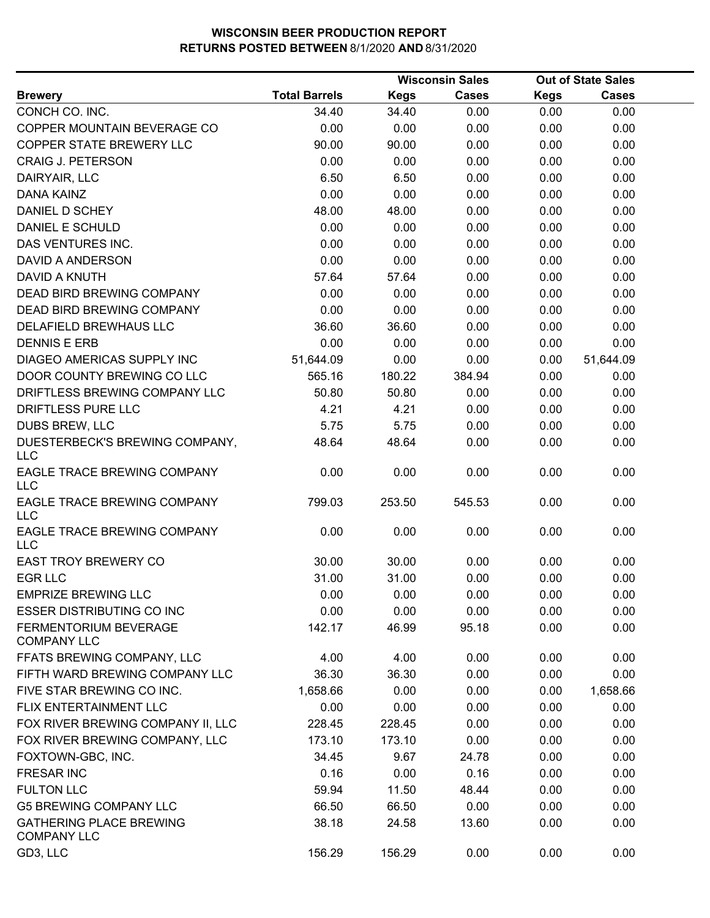# WISCONSIN BEER PRODUCTION REPORT
## RETURNS POSTED BETWEEN 8/1/2020 AND 8/31/2020

| | | Wisconsin Sales | | Out of State Sales | |
|---|---|---|---|---|---|
| **Brewery** | **Total Barrels** | **Kegs** | **Cases** | **Kegs** | **Cases** |
| CONCH CO. INC. | 34.40 | 34.40 | 0.00 | 0.00 | 0.00 |
| COPPER MOUNTAIN BEVERAGE CO | 0.00 | 0.00 | 0.00 | 0.00 | 0.00 |
| COPPER STATE BREWERY LLC | 90.00 | 90.00 | 0.00 | 0.00 | 0.00 |
| CRAIG J. PETERSON | 0.00 | 0.00 | 0.00 | 0.00 | 0.00 |
| DAIRYAIR, LLC | 6.50 | 6.50 | 0.00 | 0.00 | 0.00 |
| DANA KAINZ | 0.00 | 0.00 | 0.00 | 0.00 | 0.00 |
| DANIEL D SCHEY | 48.00 | 48.00 | 0.00 | 0.00 | 0.00 |
| DANIEL E SCHULD | 0.00 | 0.00 | 0.00 | 0.00 | 0.00 |
| DAS VENTURES INC. | 0.00 | 0.00 | 0.00 | 0.00 | 0.00 |
| DAVID A ANDERSON | 0.00 | 0.00 | 0.00 | 0.00 | 0.00 |
| DAVID A KNUTH | 57.64 | 57.64 | 0.00 | 0.00 | 0.00 |
| DEAD BIRD BREWING COMPANY | 0.00 | 0.00 | 0.00 | 0.00 | 0.00 |
| DEAD BIRD BREWING COMPANY | 0.00 | 0.00 | 0.00 | 0.00 | 0.00 |
| DELAFIELD BREWHAUS LLC | 36.60 | 36.60 | 0.00 | 0.00 | 0.00 |
| DENNIS E ERB | 0.00 | 0.00 | 0.00 | 0.00 | 0.00 |
| DIAGEO AMERICAS SUPPLY INC | 51,644.09 | 0.00 | 0.00 | 0.00 | 51,644.09 |
| DOOR COUNTY BREWING CO LLC | 565.16 | 180.22 | 384.94 | 0.00 | 0.00 |
| DRIFTLESS BREWING COMPANY LLC | 50.80 | 50.80 | 0.00 | 0.00 | 0.00 |
| DRIFTLESS PURE LLC | 4.21 | 4.21 | 0.00 | 0.00 | 0.00 |
| DUBS BREW, LLC | 5.75 | 5.75 | 0.00 | 0.00 | 0.00 |
| DUESTERBECK'S BREWING COMPANY, LLC | 48.64 | 48.64 | 0.00 | 0.00 | 0.00 |
| EAGLE TRACE BREWING COMPANY LLC | 0.00 | 0.00 | 0.00 | 0.00 | 0.00 |
| EAGLE TRACE BREWING COMPANY LLC | 799.03 | 253.50 | 545.53 | 0.00 | 0.00 |
| EAGLE TRACE BREWING COMPANY LLC | 0.00 | 0.00 | 0.00 | 0.00 | 0.00 |
| EAST TROY BREWERY CO | 30.00 | 30.00 | 0.00 | 0.00 | 0.00 |
| EGR LLC | 31.00 | 31.00 | 0.00 | 0.00 | 0.00 |
| EMPRIZE BREWING LLC | 0.00 | 0.00 | 0.00 | 0.00 | 0.00 |
| ESSER DISTRIBUTING CO INC | 0.00 | 0.00 | 0.00 | 0.00 | 0.00 |
| FERMENTORIUM BEVERAGE COMPANY LLC | 142.17 | 46.99 | 95.18 | 0.00 | 0.00 |
| FFATS BREWING COMPANY, LLC | 4.00 | 4.00 | 0.00 | 0.00 | 0.00 |
| FIFTH WARD BREWING COMPANY LLC | 36.30 | 36.30 | 0.00 | 0.00 | 0.00 |
| FIVE STAR BREWING CO INC. | 1,658.66 | 0.00 | 0.00 | 0.00 | 1,658.66 |
| FLIX ENTERTAINMENT LLC | 0.00 | 0.00 | 0.00 | 0.00 | 0.00 |
| FOX RIVER BREWING COMPANY II, LLC | 228.45 | 228.45 | 0.00 | 0.00 | 0.00 |
| FOX RIVER BREWING COMPANY, LLC | 173.10 | 173.10 | 0.00 | 0.00 | 0.00 |
| FOXTOWN-GBC, INC. | 34.45 | 9.67 | 24.78 | 0.00 | 0.00 |
| FRESAR INC | 0.16 | 0.00 | 0.16 | 0.00 | 0.00 |
| FULTON LLC | 59.94 | 11.50 | 48.44 | 0.00 | 0.00 |
| G5 BREWING COMPANY LLC | 66.50 | 66.50 | 0.00 | 0.00 | 0.00 |
| GATHERING PLACE BREWING COMPANY LLC | 38.18 | 24.58 | 13.60 | 0.00 | 0.00 |
| GD3, LLC | 156.29 | 156.29 | 0.00 | 0.00 | 0.00 |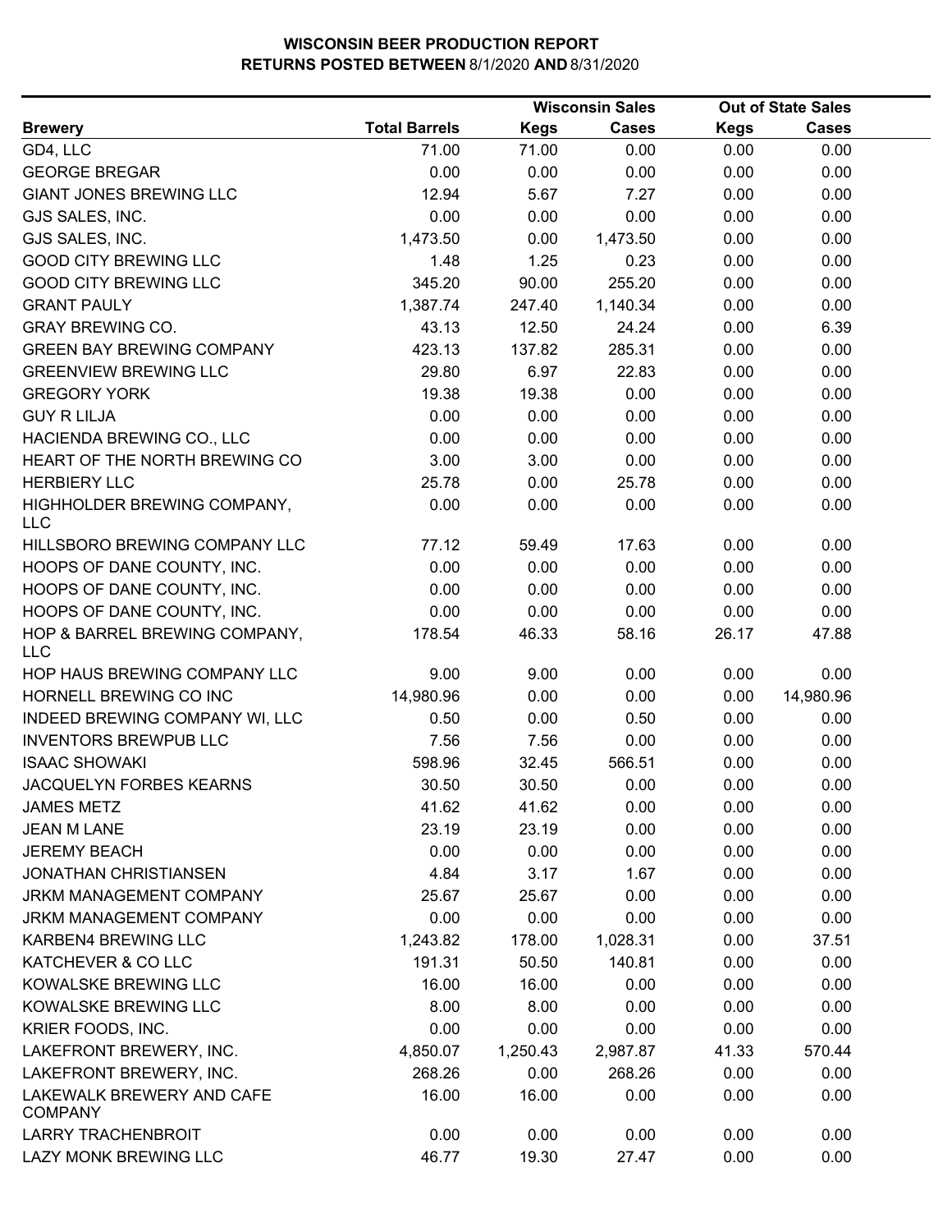# WISCONSIN BEER PRODUCTION REPORT
## RETURNS POSTED BETWEEN 8/1/2020 AND 8/31/2020

| Brewery | Total Barrels | Wisconsin Sales Kegs | Wisconsin Sales Cases | Out of State Sales Kegs | Out of State Sales Cases |
|---|---|---|---|---|---|
| GD4, LLC | 71.00 | 71.00 | 0.00 | 0.00 | 0.00 |
| GEORGE BREGAR | 0.00 | 0.00 | 0.00 | 0.00 | 0.00 |
| GIANT JONES BREWING LLC | 12.94 | 5.67 | 7.27 | 0.00 | 0.00 |
| GJS SALES, INC. | 0.00 | 0.00 | 0.00 | 0.00 | 0.00 |
| GJS SALES, INC. | 1,473.50 | 0.00 | 1,473.50 | 0.00 | 0.00 |
| GOOD CITY BREWING LLC | 1.48 | 1.25 | 0.23 | 0.00 | 0.00 |
| GOOD CITY BREWING LLC | 345.20 | 90.00 | 255.20 | 0.00 | 0.00 |
| GRANT PAULY | 1,387.74 | 247.40 | 1,140.34 | 0.00 | 0.00 |
| GRAY BREWING CO. | 43.13 | 12.50 | 24.24 | 0.00 | 6.39 |
| GREEN BAY BREWING COMPANY | 423.13 | 137.82 | 285.31 | 0.00 | 0.00 |
| GREENVIEW BREWING LLC | 29.80 | 6.97 | 22.83 | 0.00 | 0.00 |
| GREGORY YORK | 19.38 | 19.38 | 0.00 | 0.00 | 0.00 |
| GUY R LILJA | 0.00 | 0.00 | 0.00 | 0.00 | 0.00 |
| HACIENDA BREWING CO., LLC | 0.00 | 0.00 | 0.00 | 0.00 | 0.00 |
| HEART OF THE NORTH BREWING CO | 3.00 | 3.00 | 0.00 | 0.00 | 0.00 |
| HERBIERY LLC | 25.78 | 0.00 | 25.78 | 0.00 | 0.00 |
| HIGHHOLDER BREWING COMPANY, LLC | 0.00 | 0.00 | 0.00 | 0.00 | 0.00 |
| HILLSBORO BREWING COMPANY LLC | 77.12 | 59.49 | 17.63 | 0.00 | 0.00 |
| HOOPS OF DANE COUNTY, INC. | 0.00 | 0.00 | 0.00 | 0.00 | 0.00 |
| HOOPS OF DANE COUNTY, INC. | 0.00 | 0.00 | 0.00 | 0.00 | 0.00 |
| HOOPS OF DANE COUNTY, INC. | 0.00 | 0.00 | 0.00 | 0.00 | 0.00 |
| HOP & BARREL BREWING COMPANY, LLC | 178.54 | 46.33 | 58.16 | 26.17 | 47.88 |
| HOP HAUS BREWING COMPANY LLC | 9.00 | 9.00 | 0.00 | 0.00 | 0.00 |
| HORNELL BREWING CO INC | 14,980.96 | 0.00 | 0.00 | 0.00 | 14,980.96 |
| INDEED BREWING COMPANY WI, LLC | 0.50 | 0.00 | 0.50 | 0.00 | 0.00 |
| INVENTORS BREWPUB LLC | 7.56 | 7.56 | 0.00 | 0.00 | 0.00 |
| ISAAC SHOWAKI | 598.96 | 32.45 | 566.51 | 0.00 | 0.00 |
| JACQUELYN FORBES KEARNS | 30.50 | 30.50 | 0.00 | 0.00 | 0.00 |
| JAMES METZ | 41.62 | 41.62 | 0.00 | 0.00 | 0.00 |
| JEAN M LANE | 23.19 | 23.19 | 0.00 | 0.00 | 0.00 |
| JEREMY BEACH | 0.00 | 0.00 | 0.00 | 0.00 | 0.00 |
| JONATHAN CHRISTIANSEN | 4.84 | 3.17 | 1.67 | 0.00 | 0.00 |
| JRKM MANAGEMENT COMPANY | 25.67 | 25.67 | 0.00 | 0.00 | 0.00 |
| JRKM MANAGEMENT COMPANY | 0.00 | 0.00 | 0.00 | 0.00 | 0.00 |
| KARBEN4 BREWING LLC | 1,243.82 | 178.00 | 1,028.31 | 0.00 | 37.51 |
| KATCHEVER & CO LLC | 191.31 | 50.50 | 140.81 | 0.00 | 0.00 |
| KOWALSKE BREWING LLC | 16.00 | 16.00 | 0.00 | 0.00 | 0.00 |
| KOWALSKE BREWING LLC | 8.00 | 8.00 | 0.00 | 0.00 | 0.00 |
| KRIER FOODS, INC. | 0.00 | 0.00 | 0.00 | 0.00 | 0.00 |
| LAKEFRONT BREWERY, INC. | 4,850.07 | 1,250.43 | 2,987.87 | 41.33 | 570.44 |
| LAKEFRONT BREWERY, INC. | 268.26 | 0.00 | 268.26 | 0.00 | 0.00 |
| LAKEWALK BREWERY AND CAFE COMPANY | 16.00 | 16.00 | 0.00 | 0.00 | 0.00 |
| LARRY TRACHENBROIT | 0.00 | 0.00 | 0.00 | 0.00 | 0.00 |
| LAZY MONK BREWING LLC | 46.77 | 19.30 | 27.47 | 0.00 | 0.00 |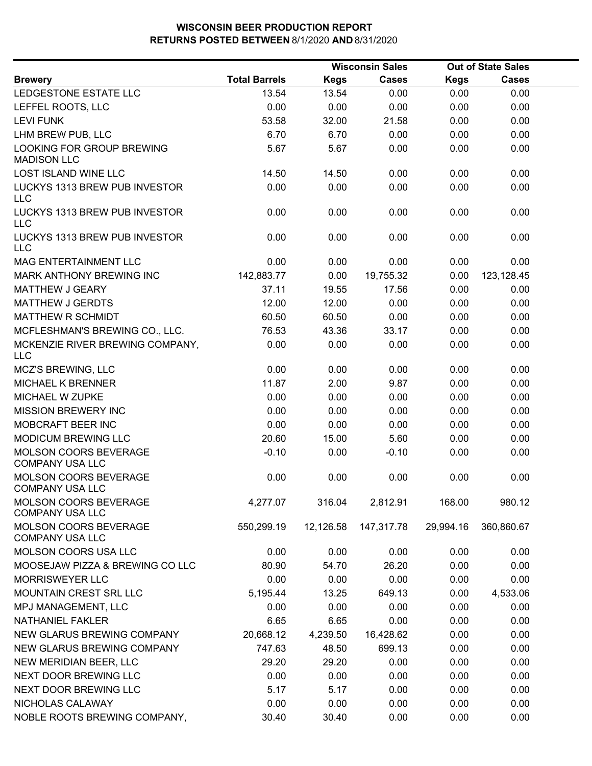# WISCONSIN BEER PRODUCTION REPORT
## RETURNS POSTED BETWEEN 8/1/2020 AND 8/31/2020

| | | Wisconsin Sales | | Out of State Sales | |
|---|---|---|---|---|---|
| **Brewery** | **Total Barrels** | **Kegs** | **Cases** | **Kegs** | **Cases** |
| LEDGESTONE ESTATE LLC | 13.54 | 13.54 | 0.00 | 0.00 | 0.00 |
| LEFFEL ROOTS, LLC | 0.00 | 0.00 | 0.00 | 0.00 | 0.00 |
| LEVI FUNK | 53.58 | 32.00 | 21.58 | 0.00 | 0.00 |
| LHM BREW PUB, LLC | 6.70 | 6.70 | 0.00 | 0.00 | 0.00 |
| LOOKING FOR GROUP BREWING MADISON LLC | 5.67 | 5.67 | 0.00 | 0.00 | 0.00 |
| LOST ISLAND WINE LLC | 14.50 | 14.50 | 0.00 | 0.00 | 0.00 |
| LUCKYS 1313 BREW PUB INVESTOR LLC | 0.00 | 0.00 | 0.00 | 0.00 | 0.00 |
| LUCKYS 1313 BREW PUB INVESTOR LLC | 0.00 | 0.00 | 0.00 | 0.00 | 0.00 |
| LUCKYS 1313 BREW PUB INVESTOR LLC | 0.00 | 0.00 | 0.00 | 0.00 | 0.00 |
| MAG ENTERTAINMENT LLC | 0.00 | 0.00 | 0.00 | 0.00 | 0.00 |
| MARK ANTHONY BREWING INC | 142,883.77 | 0.00 | 19,755.32 | 0.00 | 123,128.45 |
| MATTHEW J GEARY | 37.11 | 19.55 | 17.56 | 0.00 | 0.00 |
| MATTHEW J GERDTS | 12.00 | 12.00 | 0.00 | 0.00 | 0.00 |
| MATTHEW R SCHMIDT | 60.50 | 60.50 | 0.00 | 0.00 | 0.00 |
| MCFLESHMAN'S BREWING CO., LLC. | 76.53 | 43.36 | 33.17 | 0.00 | 0.00 |
| MCKENZIE RIVER BREWING COMPANY, LLC | 0.00 | 0.00 | 0.00 | 0.00 | 0.00 |
| MCZ'S BREWING, LLC | 0.00 | 0.00 | 0.00 | 0.00 | 0.00 |
| MICHAEL K BRENNER | 11.87 | 2.00 | 9.87 | 0.00 | 0.00 |
| MICHAEL W ZUPKE | 0.00 | 0.00 | 0.00 | 0.00 | 0.00 |
| MISSION BREWERY INC | 0.00 | 0.00 | 0.00 | 0.00 | 0.00 |
| MOBCRAFT BEER INC | 0.00 | 0.00 | 0.00 | 0.00 | 0.00 |
| MODICUM BREWING LLC | 20.60 | 15.00 | 5.60 | 0.00 | 0.00 |
| MOLSON COORS BEVERAGE COMPANY USA LLC | -0.10 | 0.00 | -0.10 | 0.00 | 0.00 |
| MOLSON COORS BEVERAGE COMPANY USA LLC | 0.00 | 0.00 | 0.00 | 0.00 | 0.00 |
| MOLSON COORS BEVERAGE COMPANY USA LLC | 4,277.07 | 316.04 | 2,812.91 | 168.00 | 980.12 |
| MOLSON COORS BEVERAGE COMPANY USA LLC | 550,299.19 | 12,126.58 | 147,317.78 | 29,994.16 | 360,860.67 |
| MOLSON COORS USA LLC | 0.00 | 0.00 | 0.00 | 0.00 | 0.00 |
| MOOSEJAW PIZZA & BREWING CO LLC | 80.90 | 54.70 | 26.20 | 0.00 | 0.00 |
| MORRISWEYER LLC | 0.00 | 0.00 | 0.00 | 0.00 | 0.00 |
| MOUNTAIN CREST SRL LLC | 5,195.44 | 13.25 | 649.13 | 0.00 | 4,533.06 |
| MPJ MANAGEMENT, LLC | 0.00 | 0.00 | 0.00 | 0.00 | 0.00 |
| NATHANIEL FAKLER | 6.65 | 6.65 | 0.00 | 0.00 | 0.00 |
| NEW GLARUS BREWING COMPANY | 20,668.12 | 4,239.50 | 16,428.62 | 0.00 | 0.00 |
| NEW GLARUS BREWING COMPANY | 747.63 | 48.50 | 699.13 | 0.00 | 0.00 |
| NEW MERIDIAN BEER, LLC | 29.20 | 29.20 | 0.00 | 0.00 | 0.00 |
| NEXT DOOR BREWING LLC | 0.00 | 0.00 | 0.00 | 0.00 | 0.00 |
| NEXT DOOR BREWING LLC | 5.17 | 5.17 | 0.00 | 0.00 | 0.00 |
| NICHOLAS CALAWAY | 0.00 | 0.00 | 0.00 | 0.00 | 0.00 |
| NOBLE ROOTS BREWING COMPANY, | 30.40 | 30.40 | 0.00 | 0.00 | 0.00 |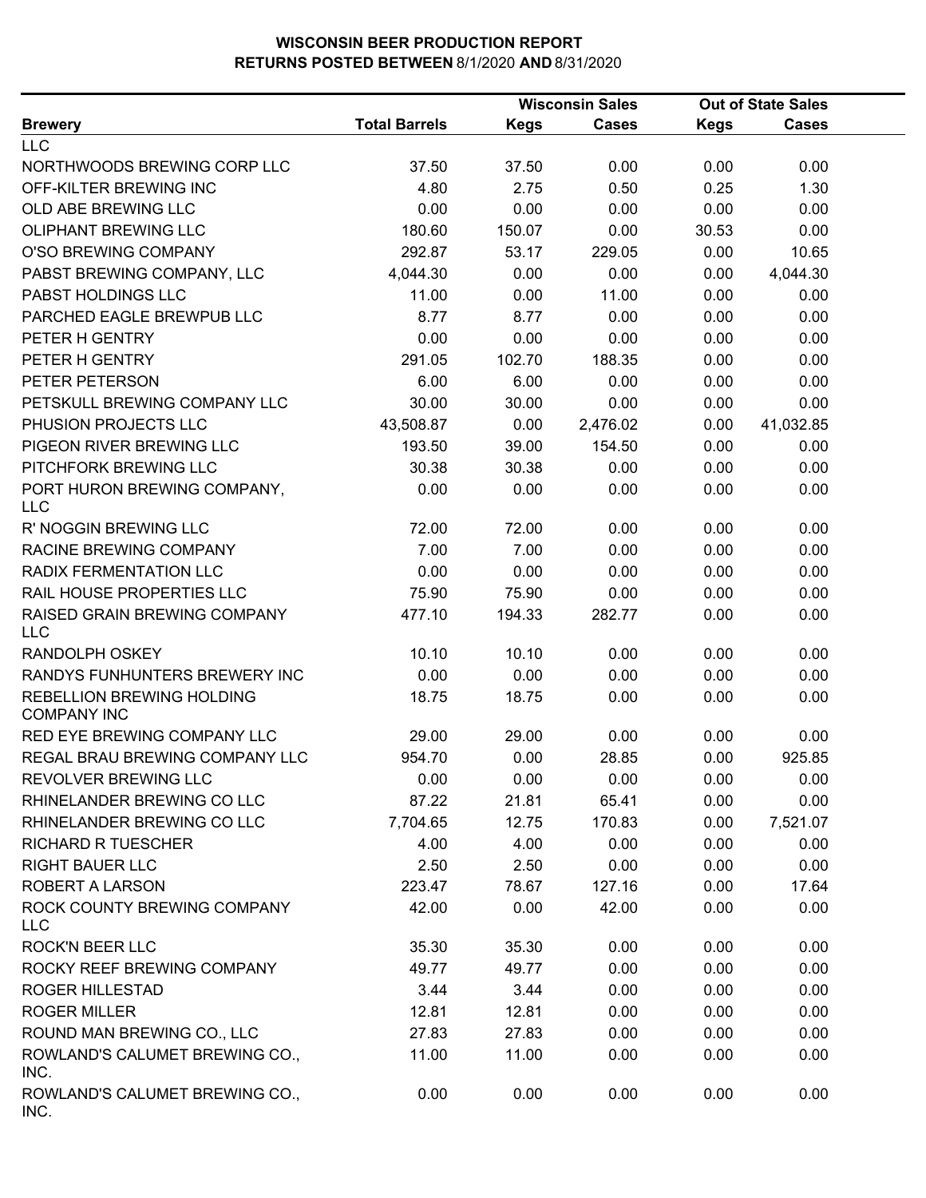# WISCONSIN BEER PRODUCTION REPORT
## RETURNS POSTED BETWEEN 8/1/2020 AND 8/31/2020

| Brewery | Total Barrels | Wisconsin Sales Kegs | Wisconsin Sales Cases | Out of State Sales Kegs | Out of State Sales Cases |
|---|---|---|---|---|---|
| LLC | | | | | |
| NORTHWOODS BREWING CORP LLC | 37.50 | 37.50 | 0.00 | 0.00 | 0.00 |
| OFF-KILTER BREWING INC | 4.80 | 2.75 | 0.50 | 0.25 | 1.30 |
| OLD ABE BREWING LLC | 0.00 | 0.00 | 0.00 | 0.00 | 0.00 |
| OLIPHANT BREWING LLC | 180.60 | 150.07 | 0.00 | 30.53 | 0.00 |
| O'SO BREWING COMPANY | 292.87 | 53.17 | 229.05 | 0.00 | 10.65 |
| PABST BREWING COMPANY, LLC | 4,044.30 | 0.00 | 0.00 | 0.00 | 4,044.30 |
| PABST HOLDINGS LLC | 11.00 | 0.00 | 11.00 | 0.00 | 0.00 |
| PARCHED EAGLE BREWPUB LLC | 8.77 | 8.77 | 0.00 | 0.00 | 0.00 |
| PETER H GENTRY | 0.00 | 0.00 | 0.00 | 0.00 | 0.00 |
| PETER H GENTRY | 291.05 | 102.70 | 188.35 | 0.00 | 0.00 |
| PETER PETERSON | 6.00 | 6.00 | 0.00 | 0.00 | 0.00 |
| PETSKULL BREWING COMPANY LLC | 30.00 | 30.00 | 0.00 | 0.00 | 0.00 |
| PHUSION PROJECTS LLC | 43,508.87 | 0.00 | 2,476.02 | 0.00 | 41,032.85 |
| PIGEON RIVER BREWING LLC | 193.50 | 39.00 | 154.50 | 0.00 | 0.00 |
| PITCHFORK BREWING LLC | 30.38 | 30.38 | 0.00 | 0.00 | 0.00 |
| PORT HURON BREWING COMPANY, LLC | 0.00 | 0.00 | 0.00 | 0.00 | 0.00 |
| R' NOGGIN BREWING LLC | 72.00 | 72.00 | 0.00 | 0.00 | 0.00 |
| RACINE BREWING COMPANY | 7.00 | 7.00 | 0.00 | 0.00 | 0.00 |
| RADIX FERMENTATION LLC | 0.00 | 0.00 | 0.00 | 0.00 | 0.00 |
| RAIL HOUSE PROPERTIES LLC | 75.90 | 75.90 | 0.00 | 0.00 | 0.00 |
| RAISED GRAIN BREWING COMPANY LLC | 477.10 | 194.33 | 282.77 | 0.00 | 0.00 |
| RANDOLPH OSKEY | 10.10 | 10.10 | 0.00 | 0.00 | 0.00 |
| RANDYS FUNHUNTERS BREWERY INC | 0.00 | 0.00 | 0.00 | 0.00 | 0.00 |
| REBELLION BREWING HOLDING COMPANY INC | 18.75 | 18.75 | 0.00 | 0.00 | 0.00 |
| RED EYE BREWING COMPANY LLC | 29.00 | 29.00 | 0.00 | 0.00 | 0.00 |
| REGAL BRAU BREWING COMPANY LLC | 954.70 | 0.00 | 28.85 | 0.00 | 925.85 |
| REVOLVER BREWING LLC | 0.00 | 0.00 | 0.00 | 0.00 | 0.00 |
| RHINELANDER BREWING CO LLC | 87.22 | 21.81 | 65.41 | 0.00 | 0.00 |
| RHINELANDER BREWING CO LLC | 7,704.65 | 12.75 | 170.83 | 0.00 | 7,521.07 |
| RICHARD R TUESCHER | 4.00 | 4.00 | 0.00 | 0.00 | 0.00 |
| RIGHT BAUER LLC | 2.50 | 2.50 | 0.00 | 0.00 | 0.00 |
| ROBERT A LARSON | 223.47 | 78.67 | 127.16 | 0.00 | 17.64 |
| ROCK COUNTY BREWING COMPANY LLC | 42.00 | 0.00 | 42.00 | 0.00 | 0.00 |
| ROCK'N BEER LLC | 35.30 | 35.30 | 0.00 | 0.00 | 0.00 |
| ROCKY REEF BREWING COMPANY | 49.77 | 49.77 | 0.00 | 0.00 | 0.00 |
| ROGER HILLESTAD | 3.44 | 3.44 | 0.00 | 0.00 | 0.00 |
| ROGER MILLER | 12.81 | 12.81 | 0.00 | 0.00 | 0.00 |
| ROUND MAN BREWING CO., LLC | 27.83 | 27.83 | 0.00 | 0.00 | 0.00 |
| ROWLAND'S CALUMET BREWING CO., INC. | 11.00 | 11.00 | 0.00 | 0.00 | 0.00 |
| ROWLAND'S CALUMET BREWING CO., INC. | 0.00 | 0.00 | 0.00 | 0.00 | 0.00 |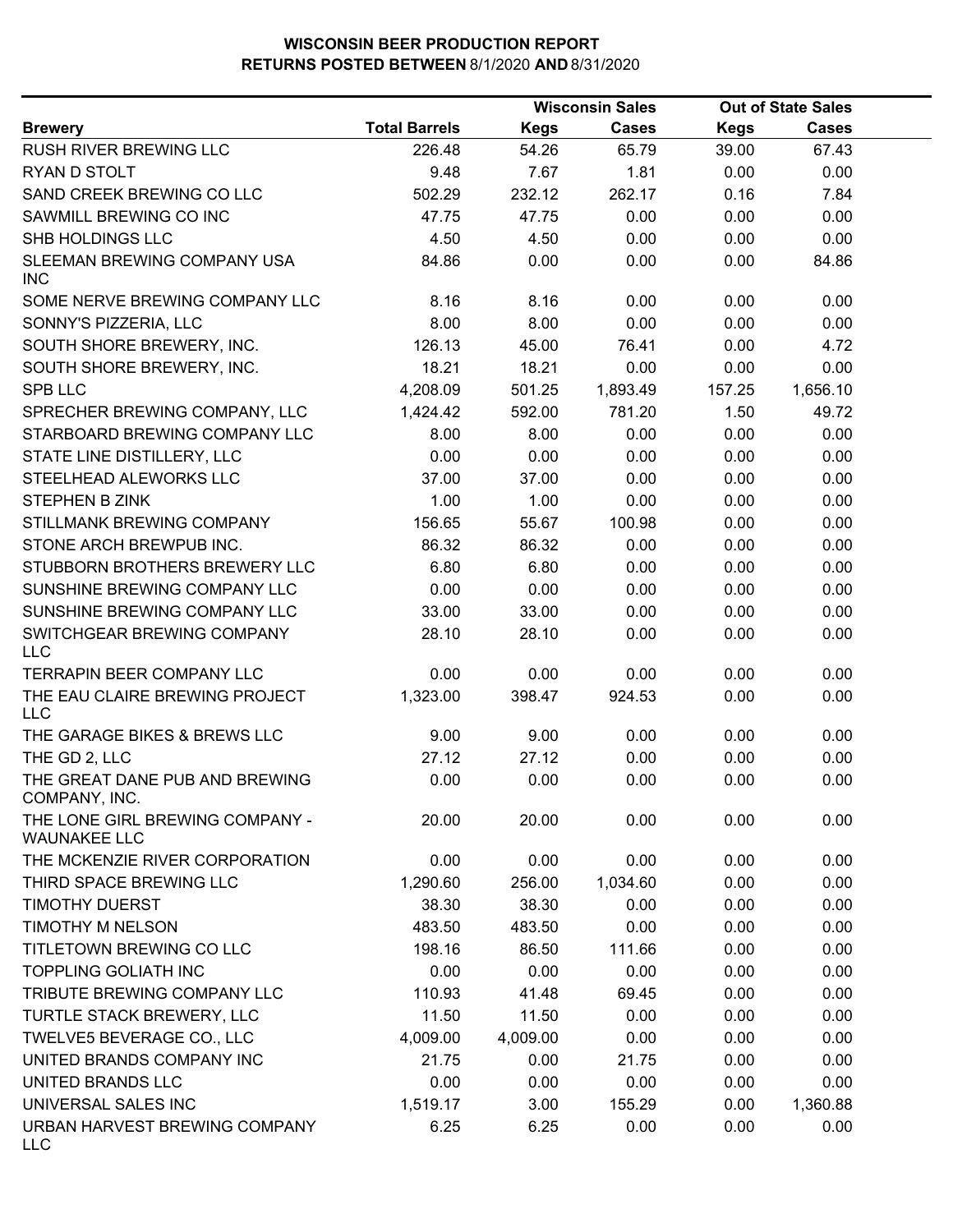# WISCONSIN BEER PRODUCTION REPORT
## RETURNS POSTED BETWEEN 8/1/2020 AND 8/31/2020

| Brewery | Total Barrels | Wisconsin Sales Kegs | Wisconsin Sales Cases | Out of State Sales Kegs | Out of State Sales Cases |
|---|---|---|---|---|---|
| RUSH RIVER BREWING LLC | 226.48 | 54.26 | 65.79 | 39.00 | 67.43 |
| RYAN D STOLT | 9.48 | 7.67 | 1.81 | 0.00 | 0.00 |
| SAND CREEK BREWING CO LLC | 502.29 | 232.12 | 262.17 | 0.16 | 7.84 |
| SAWMILL BREWING CO INC | 47.75 | 47.75 | 0.00 | 0.00 | 0.00 |
| SHB HOLDINGS LLC | 4.50 | 4.50 | 0.00 | 0.00 | 0.00 |
| SLEEMAN BREWING COMPANY USA INC | 84.86 | 0.00 | 0.00 | 0.00 | 84.86 |
| SOME NERVE BREWING COMPANY LLC | 8.16 | 8.16 | 0.00 | 0.00 | 0.00 |
| SONNY'S PIZZERIA, LLC | 8.00 | 8.00 | 0.00 | 0.00 | 0.00 |
| SOUTH SHORE BREWERY, INC. | 126.13 | 45.00 | 76.41 | 0.00 | 4.72 |
| SOUTH SHORE BREWERY, INC. | 18.21 | 18.21 | 0.00 | 0.00 | 0.00 |
| SPB LLC | 4,208.09 | 501.25 | 1,893.49 | 157.25 | 1,656.10 |
| SPRECHER BREWING COMPANY, LLC | 1,424.42 | 592.00 | 781.20 | 1.50 | 49.72 |
| STARBOARD BREWING COMPANY LLC | 8.00 | 8.00 | 0.00 | 0.00 | 0.00 |
| STATE LINE DISTILLERY, LLC | 0.00 | 0.00 | 0.00 | 0.00 | 0.00 |
| STEELHEAD ALEWORKS LLC | 37.00 | 37.00 | 0.00 | 0.00 | 0.00 |
| STEPHEN B ZINK | 1.00 | 1.00 | 0.00 | 0.00 | 0.00 |
| STILLMANK BREWING COMPANY | 156.65 | 55.67 | 100.98 | 0.00 | 0.00 |
| STONE ARCH BREWPUB INC. | 86.32 | 86.32 | 0.00 | 0.00 | 0.00 |
| STUBBORN BROTHERS BREWERY LLC | 6.80 | 6.80 | 0.00 | 0.00 | 0.00 |
| SUNSHINE BREWING COMPANY LLC | 0.00 | 0.00 | 0.00 | 0.00 | 0.00 |
| SUNSHINE BREWING COMPANY LLC | 33.00 | 33.00 | 0.00 | 0.00 | 0.00 |
| SWITCHGEAR BREWING COMPANY LLC | 28.10 | 28.10 | 0.00 | 0.00 | 0.00 |
| TERRAPIN BEER COMPANY LLC | 0.00 | 0.00 | 0.00 | 0.00 | 0.00 |
| THE EAU CLAIRE BREWING PROJECT LLC | 1,323.00 | 398.47 | 924.53 | 0.00 | 0.00 |
| THE GARAGE BIKES & BREWS LLC | 9.00 | 9.00 | 0.00 | 0.00 | 0.00 |
| THE GD 2, LLC | 27.12 | 27.12 | 0.00 | 0.00 | 0.00 |
| THE GREAT DANE PUB AND BREWING COMPANY, INC. | 0.00 | 0.00 | 0.00 | 0.00 | 0.00 |
| THE LONE GIRL BREWING COMPANY - WAUNAKEE LLC | 20.00 | 20.00 | 0.00 | 0.00 | 0.00 |
| THE MCKENZIE RIVER CORPORATION | 0.00 | 0.00 | 0.00 | 0.00 | 0.00 |
| THIRD SPACE BREWING LLC | 1,290.60 | 256.00 | 1,034.60 | 0.00 | 0.00 |
| TIMOTHY DUERST | 38.30 | 38.30 | 0.00 | 0.00 | 0.00 |
| TIMOTHY M NELSON | 483.50 | 483.50 | 0.00 | 0.00 | 0.00 |
| TITLETOWN BREWING CO LLC | 198.16 | 86.50 | 111.66 | 0.00 | 0.00 |
| TOPPLING GOLIATH INC | 0.00 | 0.00 | 0.00 | 0.00 | 0.00 |
| TRIBUTE BREWING COMPANY LLC | 110.93 | 41.48 | 69.45 | 0.00 | 0.00 |
| TURTLE STACK BREWERY, LLC | 11.50 | 11.50 | 0.00 | 0.00 | 0.00 |
| TWELVE5 BEVERAGE CO., LLC | 4,009.00 | 4,009.00 | 0.00 | 0.00 | 0.00 |
| UNITED BRANDS COMPANY INC | 21.75 | 0.00 | 21.75 | 0.00 | 0.00 |
| UNITED BRANDS LLC | 0.00 | 0.00 | 0.00 | 0.00 | 0.00 |
| UNIVERSAL SALES INC | 1,519.17 | 3.00 | 155.29 | 0.00 | 1,360.88 |
| URBAN HARVEST BREWING COMPANY LLC | 6.25 | 6.25 | 0.00 | 0.00 | 0.00 |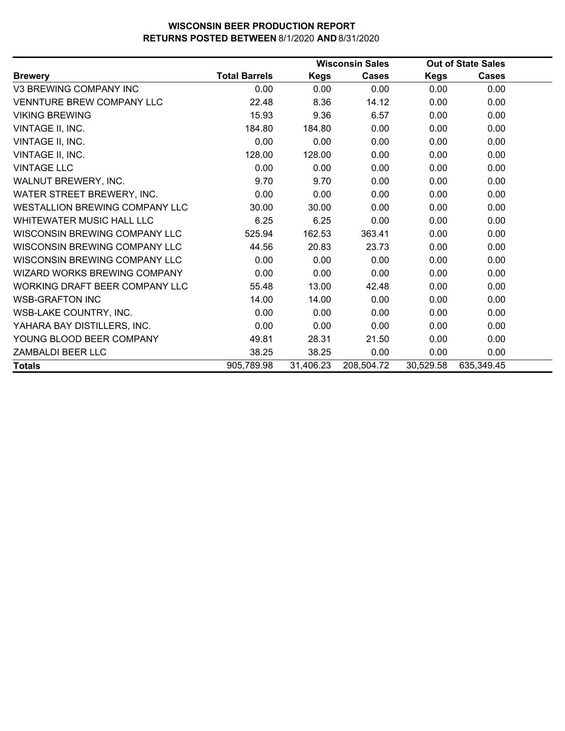**WISCONSIN BEER PRODUCTION REPORT**
**RETURNS POSTED BETWEEN** 8/1/2020 **AND** 8/31/2020

| | | Wisconsin Sales | | Out of State Sales | |
|---|---|---|---|---|---|
| **Brewery** | **Total Barrels** | **Kegs** | **Cases** | **Kegs** | **Cases** |
| V3 BREWING COMPANY INC | 0.00 | 0.00 | 0.00 | 0.00 | 0.00 |
| VENNTURE BREW COMPANY LLC | 22.48 | 8.36 | 14.12 | 0.00 | 0.00 |
| VIKING BREWING | 15.93 | 9.36 | 6.57 | 0.00 | 0.00 |
| VINTAGE II, INC. | 184.80 | 184.80 | 0.00 | 0.00 | 0.00 |
| VINTAGE II, INC. | 0.00 | 0.00 | 0.00 | 0.00 | 0.00 |
| VINTAGE II, INC. | 128.00 | 128.00 | 0.00 | 0.00 | 0.00 |
| VINTAGE LLC | 0.00 | 0.00 | 0.00 | 0.00 | 0.00 |
| WALNUT BREWERY, INC. | 9.70 | 9.70 | 0.00 | 0.00 | 0.00 |
| WATER STREET BREWERY, INC. | 0.00 | 0.00 | 0.00 | 0.00 | 0.00 |
| WESTALLION BREWING COMPANY LLC | 30.00 | 30.00 | 0.00 | 0.00 | 0.00 |
| WHITEWATER MUSIC HALL LLC | 6.25 | 6.25 | 0.00 | 0.00 | 0.00 |
| WISCONSIN BREWING COMPANY LLC | 525.94 | 162.53 | 363.41 | 0.00 | 0.00 |
| WISCONSIN BREWING COMPANY LLC | 44.56 | 20.83 | 23.73 | 0.00 | 0.00 |
| WISCONSIN BREWING COMPANY LLC | 0.00 | 0.00 | 0.00 | 0.00 | 0.00 |
| WIZARD WORKS BREWING COMPANY | 0.00 | 0.00 | 0.00 | 0.00 | 0.00 |
| WORKING DRAFT BEER COMPANY LLC | 55.48 | 13.00 | 42.48 | 0.00 | 0.00 |
| WSB-GRAFTON INC | 14.00 | 14.00 | 0.00 | 0.00 | 0.00 |
| WSB-LAKE COUNTRY, INC. | 0.00 | 0.00 | 0.00 | 0.00 | 0.00 |
| YAHARA BAY DISTILLERS, INC. | 0.00 | 0.00 | 0.00 | 0.00 | 0.00 |
| YOUNG BLOOD BEER COMPANY | 49.81 | 28.31 | 21.50 | 0.00 | 0.00 |
| ZAMBALDI BEER LLC | 38.25 | 38.25 | 0.00 | 0.00 | 0.00 |
| **Totals** | 905,789.98 | 31,406.23 | 208,504.72 | 30,529.58 | 635,349.45 |